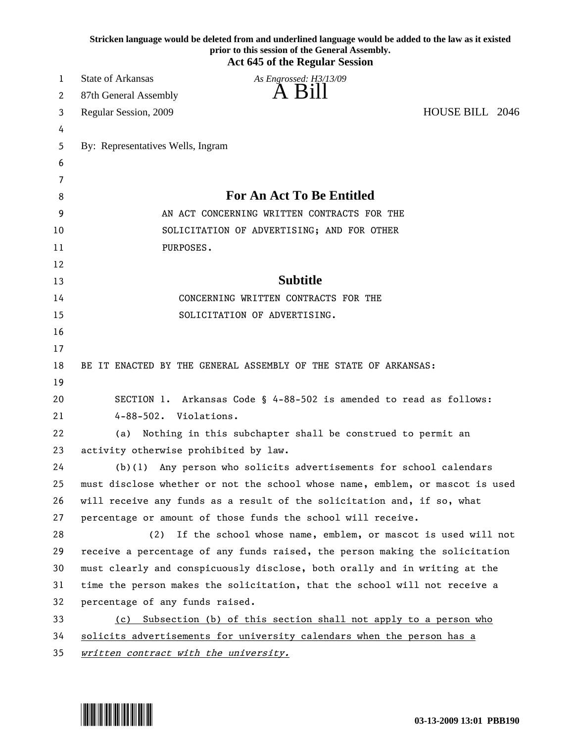**Stricken language would be deleted from and underlined language would be added to the law as it existed prior to this session of the General Assembly.**
**Act 645 of the Regular Session**

State of Arkansas
87th General Assembly
Regular Session, 2009

*As Engrossed: H3/13/09*

# A Bill

HOUSE BILL 2046

By: Representatives Wells, Ingram

## For An Act To Be Entitled

AN ACT CONCERNING WRITTEN CONTRACTS FOR THE SOLICITATION OF ADVERTISING; AND FOR OTHER PURPOSES.

## Subtitle

CONCERNING WRITTEN CONTRACTS FOR THE SOLICITATION OF ADVERTISING.

BE IT ENACTED BY THE GENERAL ASSEMBLY OF THE STATE OF ARKANSAS:

SECTION 1. Arkansas Code § 4-88-502 is amended to read as follows:

4-88-502. Violations.

(a) Nothing in this subchapter shall be construed to permit an activity otherwise prohibited by law.

(b)(1) Any person who solicits advertisements for school calendars must disclose whether or not the school whose name, emblem, or mascot is used will receive any funds as a result of the solicitation and, if so, what percentage or amount of those funds the school will receive.

(2) If the school whose name, emblem, or mascot is used will not receive a percentage of any funds raised, the person making the solicitation must clearly and conspicuously disclose, both orally and in writing at the time the person makes the solicitation, that the school will not receive a percentage of any funds raised.

<u>(c) Subsection (b) of this section shall not apply to a person who solicits advertisements for university calendars when the person has a *written contract with the university.*</u>

03-13-2009 13:01 PBB190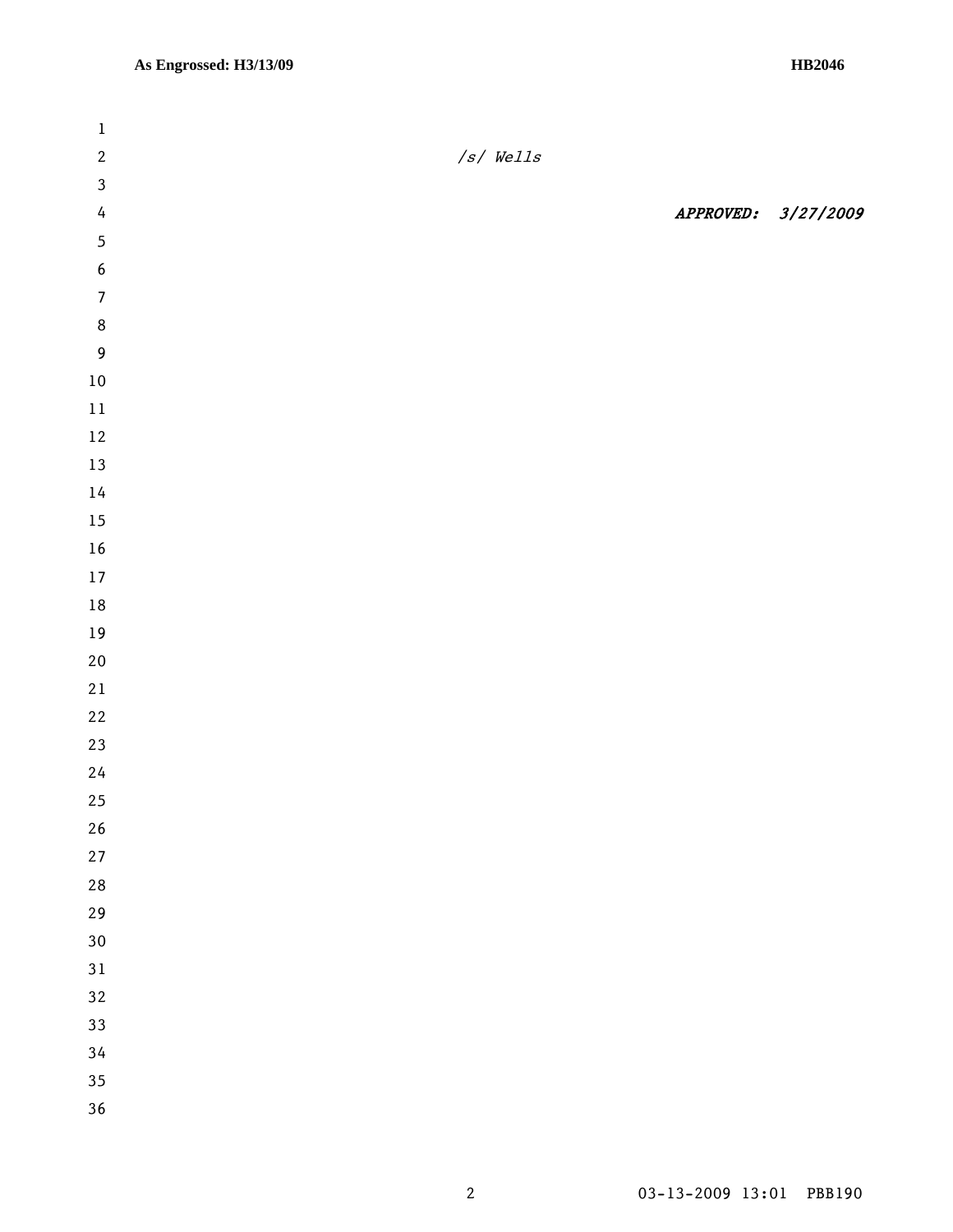/s/ Wells

*APPROVED: 3/27/2009*